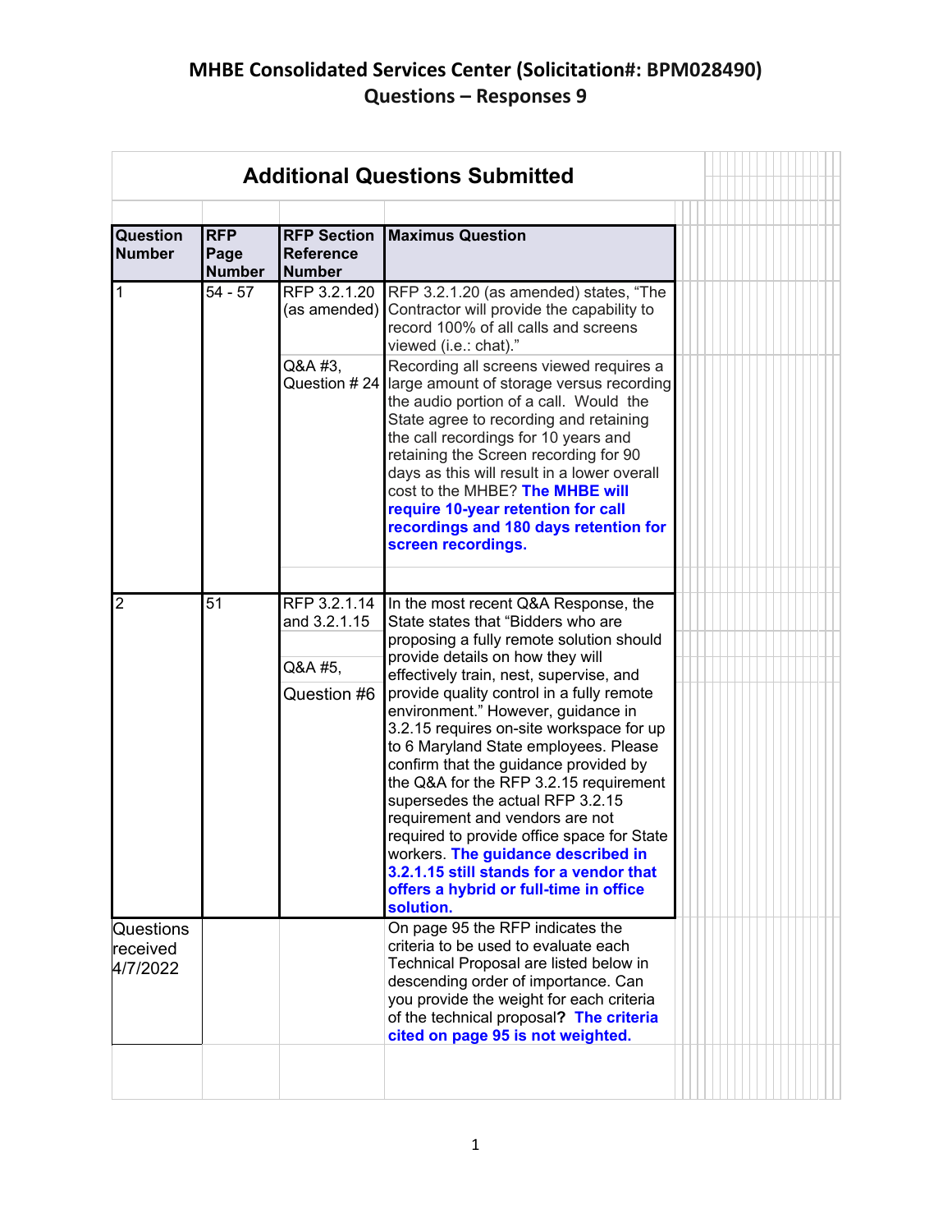# MHBE Consolidated Services Center (Solicitation#: BPM028490)
## Questions – Responses 9

### Additional Questions Submitted

| Question Number | RFP Page Number | RFP Section Reference Number | Maximus Question |
|---|---|---|---|
| 1 | 54 - 57 | RFP 3.2.1.20 (as amended) | RFP 3.2.1.20 (as amended) states, "The Contractor will provide the capability to record 100% of all calls and screens viewed (i.e.: chat)." |
| | | Q&A #3, Question # 24 | Recording all screens viewed requires a large amount of storage versus recording the audio portion of a call. Would the State agree to recording and retaining the call recordings for 10 years and retaining the Screen recording for 90 days as this will result in a lower overall cost to the MHBE? **The MHBE will require 10-year retention for call recordings and 180 days retention for screen recordings.** |
| 2 | 51 | RFP 3.2.1.14 and 3.2.1.15<br><br>Q&A #5,<br><br>Question #6 | In the most recent Q&A Response, the State states that "Bidders who are proposing a fully remote solution should provide details on how they will effectively train, nest, supervise, and provide quality control in a fully remote environment." However, guidance in 3.2.15 requires on-site workspace for up to 6 Maryland State employees. Please confirm that the guidance provided by the Q&A for the RFP 3.2.15 requirement supersedes the actual RFP 3.2.15 requirement and vendors are not required to provide office space for State workers. **The guidance described in 3.2.1.15 still stands for a vendor that offers a hybrid or full-time in office solution.** |
| Questions received 4/7/2022 | | | On page 95 the RFP indicates the criteria to be used to evaluate each Technical Proposal are listed below in descending order of importance. Can you provide the weight for each criteria of the technical proposal? **The criteria cited on page 95 is not weighted.** |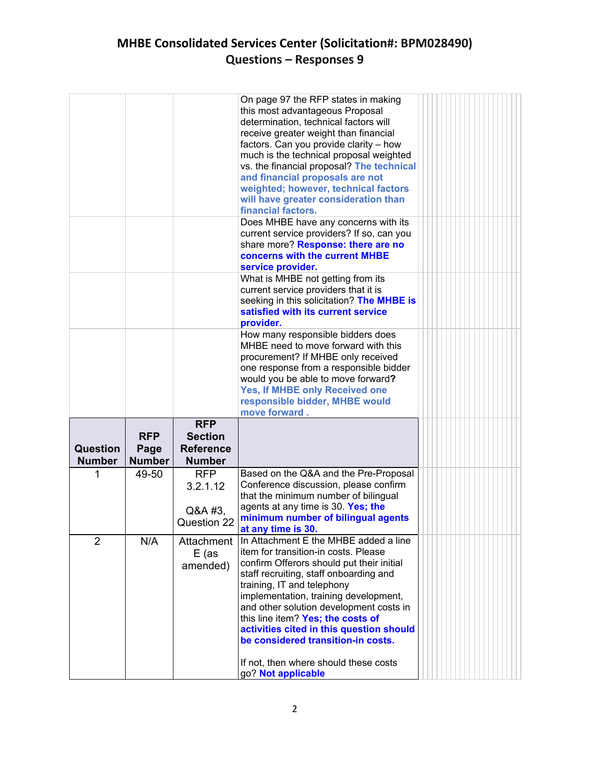# MHBE Consolidated Services Center (Solicitation#: BPM028490)
## Questions – Responses 9

| | | | |
|---|---|---|---|
| | | | On page 97 the RFP states in making this most advantageous Proposal determination, technical factors will receive greater weight than financial factors. Can you provide clarity – how much is the technical proposal weighted vs. the financial proposal? **The technical and financial proposals are not weighted; however, technical factors will have greater consideration than financial factors.** |
| | | | Does MHBE have any concerns with its current service providers? If so, can you share more? **Response: there are no concerns with the current MHBE service provider.** |
| | | | What is MHBE not getting from its current service providers that it is seeking in this solicitation? **The MHBE is satisfied with its current service provider.** |
| | | | How many responsible bidders does MHBE need to move forward with this procurement? If MHBE only received one response from a responsible bidder would you be able to move forward**?** **Yes, If MHBE only Received one responsible bidder, MHBE would move forward .** |
| **Question Number** | **RFP Page Number** | **RFP Section Reference Number** | |
| 1 | 49-50 | RFP 3.2.1.12<br><br>Q&A #3, Question 22 | Based on the Q&A and the Pre-Proposal Conference discussion, please confirm that the minimum number of bilingual agents at any time is 30. **Yes; the minimum number of bilingual agents at any time is 30.** |
| 2 | N/A | Attachment E (as amended) | In Attachment E the MHBE added a line item for transition-in costs. Please confirm Offerors should put their initial staff recruiting, staff onboarding and training, IT and telephony implementation, training development, and other solution development costs in this line item? **Yes; the costs of activities cited in this question should be considered transition-in costs.**<br><br>If not, then where should these costs go? **Not applicable** |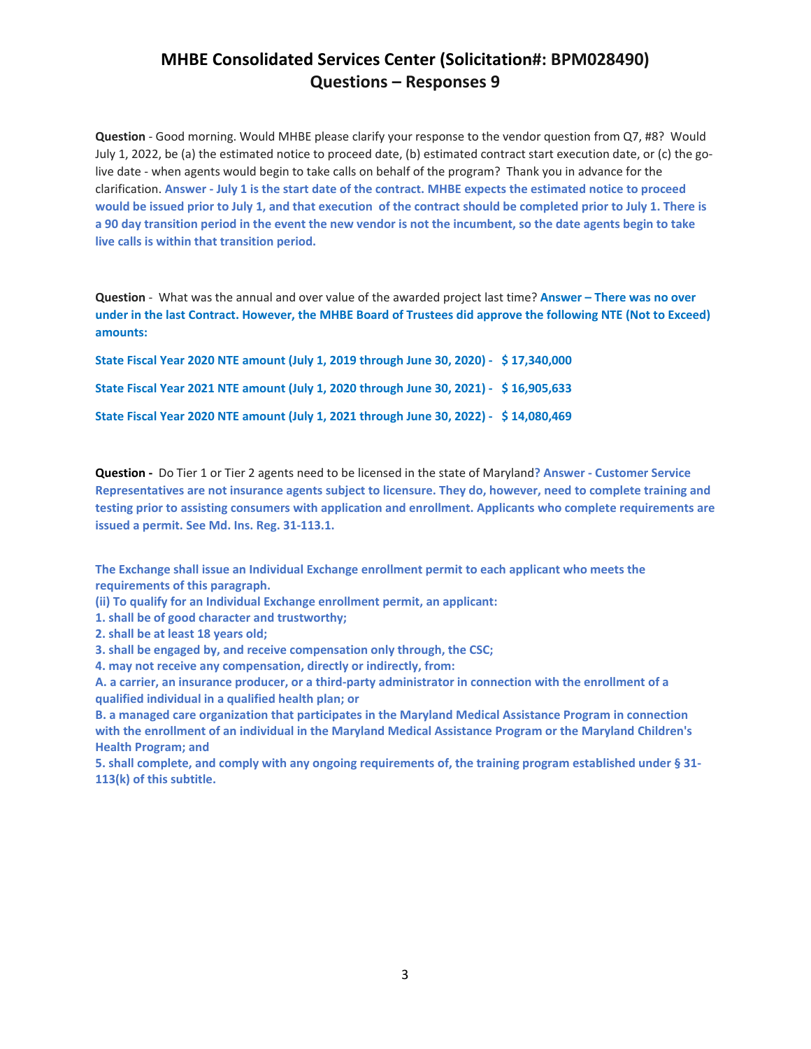# MHBE Consolidated Services Center (Solicitation#: BPM028490)
# Questions – Responses 9

**Question** - Good morning. Would MHBE please clarify your response to the vendor question from Q7, #8? Would July 1, 2022, be (a) the estimated notice to proceed date, (b) estimated contract start execution date, or (c) the go-live date - when agents would begin to take calls on behalf of the program? Thank you in advance for the clarification. **Answer - July 1 is the start date of the contract. MHBE expects the estimated notice to proceed would be issued prior to July 1, and that execution of the contract should be completed prior to July 1. There is a 90 day transition period in the event the new vendor is not the incumbent, so the date agents begin to take live calls is within that transition period.**

**Question** - What was the annual and over value of the awarded project last time? **Answer – There was no over under in the last Contract. However, the MHBE Board of Trustees did approve the following NTE (Not to Exceed) amounts:**

**State Fiscal Year 2020 NTE amount (July 1, 2019 through June 30, 2020) - $ 17,340,000**

**State Fiscal Year 2021 NTE amount (July 1, 2020 through June 30, 2021) - $ 16,905,633**

**State Fiscal Year 2020 NTE amount (July 1, 2021 through June 30, 2022) - $ 14,080,469**

**Question -** Do Tier 1 or Tier 2 agents need to be licensed in the state of Maryland**? Answer - Customer Service Representatives are not insurance agents subject to licensure. They do, however, need to complete training and testing prior to assisting consumers with application and enrollment. Applicants who complete requirements are issued a permit. See Md. Ins. Reg. 31-113.1.**

**The Exchange shall issue an Individual Exchange enrollment permit to each applicant who meets the requirements of this paragraph.**
**(ii) To qualify for an Individual Exchange enrollment permit, an applicant:**
**1. shall be of good character and trustworthy;**
**2. shall be at least 18 years old;**
**3. shall be engaged by, and receive compensation only through, the CSC;**
**4. may not receive any compensation, directly or indirectly, from:**
**A. a carrier, an insurance producer, or a third-party administrator in connection with the enrollment of a qualified individual in a qualified health plan; or**
**B. a managed care organization that participates in the Maryland Medical Assistance Program in connection with the enrollment of an individual in the Maryland Medical Assistance Program or the Maryland Children's Health Program; and**
**5. shall complete, and comply with any ongoing requirements of, the training program established under § 31-113(k) of this subtitle.**